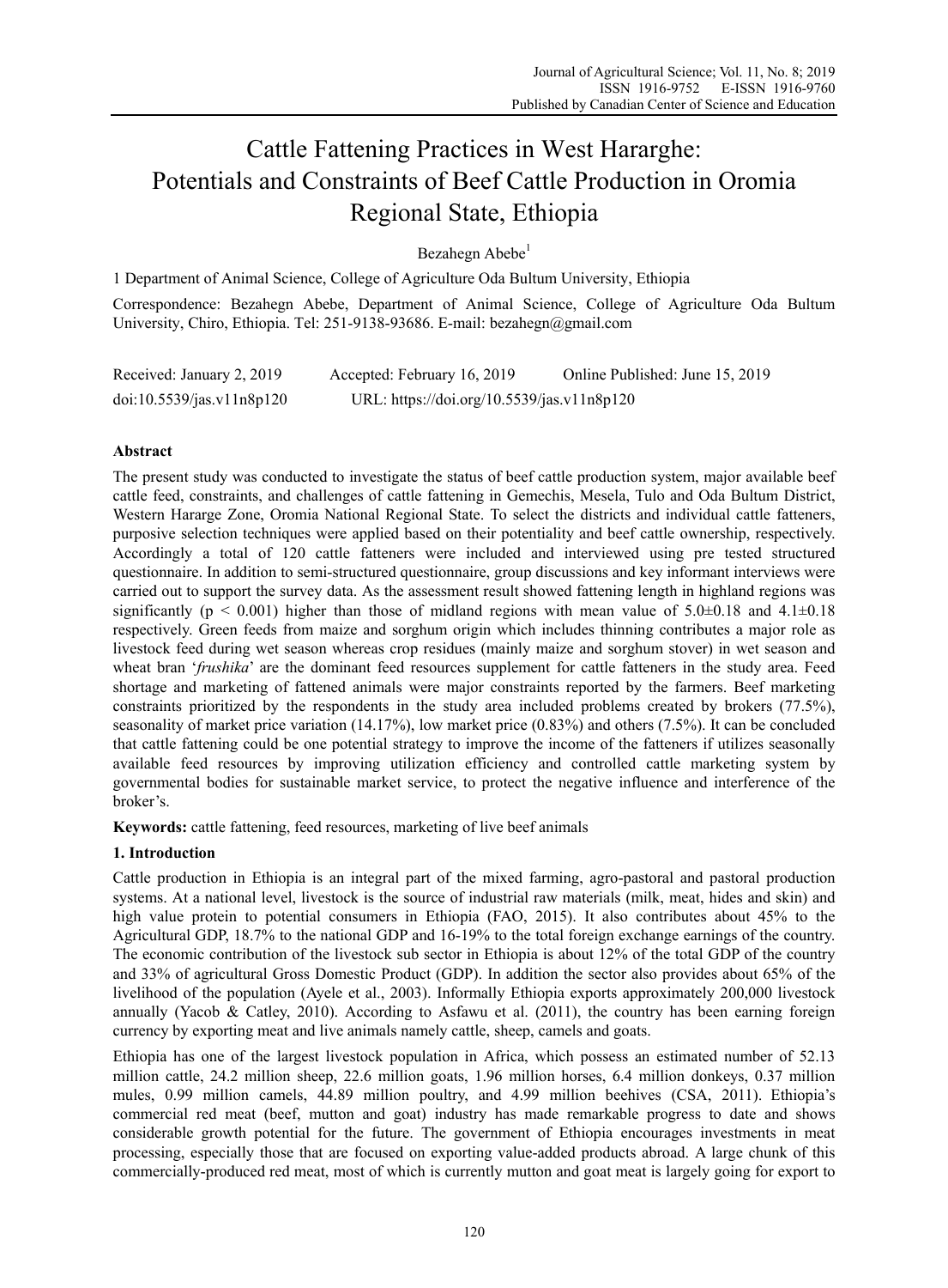# Cattle Fattening Practices in West Hararghe: Potentials and Constraints of Beef Cattle Production in Oromia Regional State, Ethiopia

Bezahegn Abebe[1]

[1] Department of Animal Science, College of Agriculture Oda Bultum University, Ethiopia

Correspondence: Bezahegn Abebe, Department of Animal Science, College of Agriculture Oda Bultum University, Chiro, Ethiopia. Tel: 251-9138-93686. E-mail: bezahegn@gmail.com

Received: January 2, 2019 Accepted: February 16, 2019 Online Published: June 15, 2019

doi:10.5539/jas.v11n8p120 URL: https://doi.org/10.5539/jas.v11n8p120

## Abstract

The present study was conducted to investigate the status of beef cattle production system, major available beef cattle feed, constraints, and challenges of cattle fattening in Gemechis, Mesela, Tulo and Oda Bultum District, Western Hararge Zone, Oromia National Regional State. To select the districts and individual cattle fatteners, purposive selection techniques were applied based on their potentiality and beef cattle ownership, respectively. Accordingly a total of 120 cattle fatteners were included and interviewed using pre tested structured questionnaire. In addition to semi-structured questionnaire, group discussions and key informant interviews were carried out to support the survey data. As the assessment result showed fattening length in highland regions was significantly ($p < 0.001$) higher than those of midland regions with mean value of $5.0\pm0.18$ and $4.1\pm0.18$ respectively. Green feeds from maize and sorghum origin which includes thinning contributes a major role as livestock feed during wet season whereas crop residues (mainly maize and sorghum stover) in wet season and wheat bran '*frushika*' are the dominant feed resources supplement for cattle fatteners in the study area. Feed shortage and marketing of fattened animals were major constraints reported by the farmers. Beef marketing constraints prioritized by the respondents in the study area included problems created by brokers (77.5%), seasonality of market price variation (14.17%), low market price (0.83%) and others (7.5%). It can be concluded that cattle fattening could be one potential strategy to improve the income of the fatteners if utilizes seasonally available feed resources by improving utilization efficiency and controlled cattle marketing system by governmental bodies for sustainable market service, to protect the negative influence and interference of the broker's.

**Keywords:** cattle fattening, feed resources, marketing of live beef animals

## 1. Introduction

Cattle production in Ethiopia is an integral part of the mixed farming, agro-pastoral and pastoral production systems. At a national level, livestock is the source of industrial raw materials (milk, meat, hides and skin) and high value protein to potential consumers in Ethiopia (FAO, 2015). It also contributes about 45% to the Agricultural GDP, 18.7% to the national GDP and 16-19% to the total foreign exchange earnings of the country. The economic contribution of the livestock sub sector in Ethiopia is about 12% of the total GDP of the country and 33% of agricultural Gross Domestic Product (GDP). In addition the sector also provides about 65% of the livelihood of the population (Ayele et al., 2003). Informally Ethiopia exports approximately 200,000 livestock annually (Yacob & Catley, 2010). According to Asfawu et al. (2011), the country has been earning foreign currency by exporting meat and live animals namely cattle, sheep, camels and goats.

Ethiopia has one of the largest livestock population in Africa, which possess an estimated number of 52.13 million cattle, 24.2 million sheep, 22.6 million goats, 1.96 million horses, 6.4 million donkeys, 0.37 million mules, 0.99 million camels, 44.89 million poultry, and 4.99 million beehives (CSA, 2011). Ethiopia's commercial red meat (beef, mutton and goat) industry has made remarkable progress to date and shows considerable growth potential for the future. The government of Ethiopia encourages investments in meat processing, especially those that are focused on exporting value-added products abroad. A large chunk of this commercially-produced red meat, most of which is currently mutton and goat meat is largely going for export to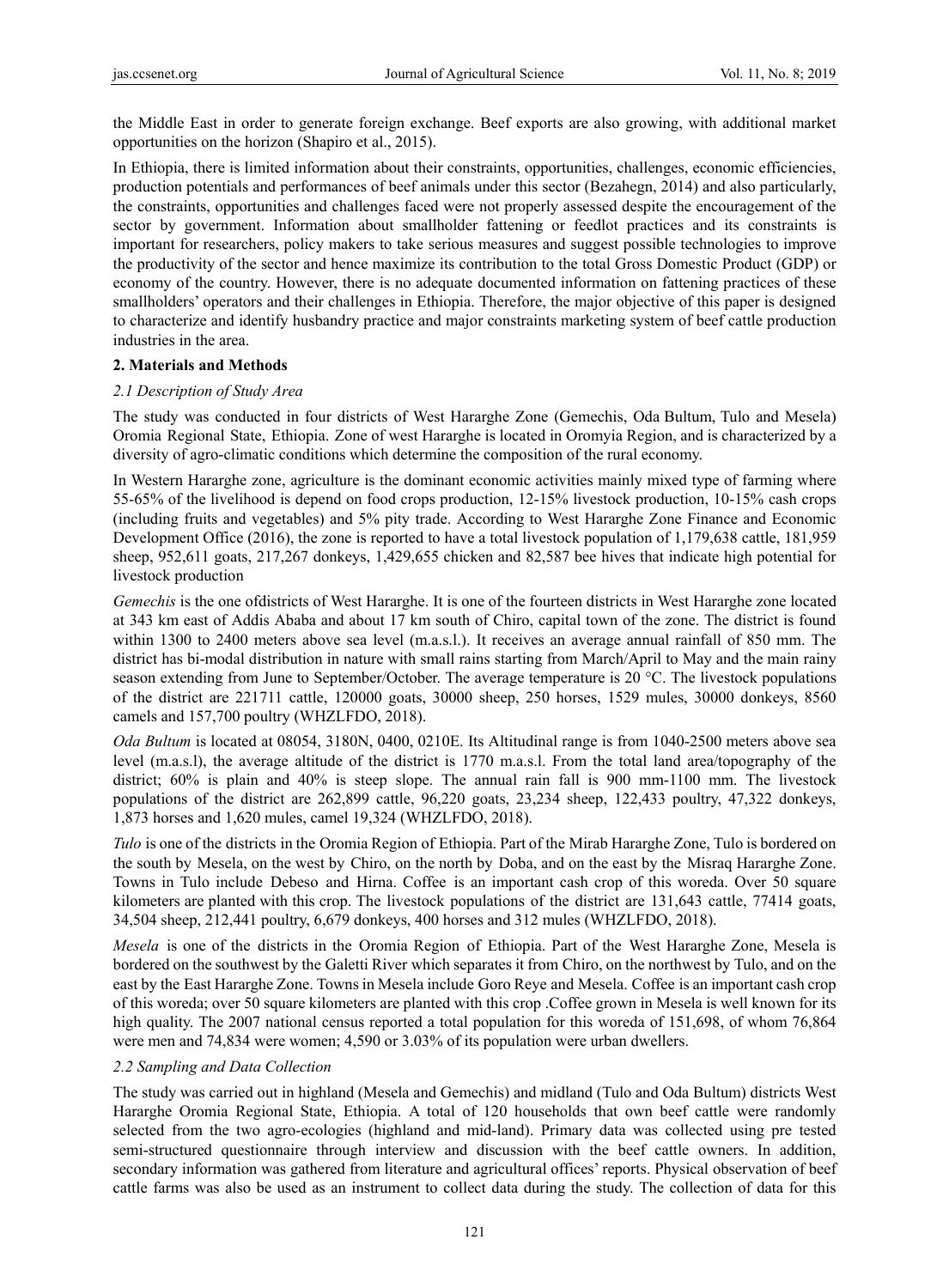the Middle East in order to generate foreign exchange. Beef exports are also growing, with additional market opportunities on the horizon (Shapiro et al., 2015).

In Ethiopia, there is limited information about their constraints, opportunities, challenges, economic efficiencies, production potentials and performances of beef animals under this sector (Bezahegn, 2014) and also particularly, the constraints, opportunities and challenges faced were not properly assessed despite the encouragement of the sector by government. Information about smallholder fattening or feedlot practices and its constraints is important for researchers, policy makers to take serious measures and suggest possible technologies to improve the productivity of the sector and hence maximize its contribution to the total Gross Domestic Product (GDP) or economy of the country. However, there is no adequate documented information on fattening practices of these smallholders' operators and their challenges in Ethiopia. Therefore, the major objective of this paper is designed to characterize and identify husbandry practice and major constraints marketing system of beef cattle production industries in the area.

## 2. Materials and Methods

### *2.1 Description of Study Area*

The study was conducted in four districts of West Hararghe Zone (Gemechis, Oda Bultum, Tulo and Mesela) Oromia Regional State, Ethiopia. Zone of west Hararghe is located in Oromyia Region, and is characterized by a diversity of agro-climatic conditions which determine the composition of the rural economy.

In Western Hararghe zone, agriculture is the dominant economic activities mainly mixed type of farming where 55-65% of the livelihood is depend on food crops production, 12-15% livestock production, 10-15% cash crops (including fruits and vegetables) and 5% pity trade. According to West Hararghe Zone Finance and Economic Development Office (2016), the zone is reported to have a total livestock population of 1,179,638 cattle, 181,959 sheep, 952,611 goats, 217,267 donkeys, 1,429,655 chicken and 82,587 bee hives that indicate high potential for livestock production

*Gemechis* is the one ofdistricts of West Hararghe. It is one of the fourteen districts in West Hararghe zone located at 343 km east of Addis Ababa and about 17 km south of Chiro, capital town of the zone. The district is found within 1300 to 2400 meters above sea level (m.a.s.l.). It receives an average annual rainfall of 850 mm. The district has bi-modal distribution in nature with small rains starting from March/April to May and the main rainy season extending from June to September/October. The average temperature is 20 °C. The livestock populations of the district are 221711 cattle, 120000 goats, 30000 sheep, 250 horses, 1529 mules, 30000 donkeys, 8560 camels and 157,700 poultry (WHZLFDO, 2018).

*Oda Bultum* is located at 08054, 3180N, 0400, 0210E. Its Altitudinal range is from 1040-2500 meters above sea level (m.a.s.l), the average altitude of the district is 1770 m.a.s.l. From the total land area/topography of the district; 60% is plain and 40% is steep slope. The annual rain fall is 900 mm-1100 mm. The livestock populations of the district are 262,899 cattle, 96,220 goats, 23,234 sheep, 122,433 poultry, 47,322 donkeys, 1,873 horses and 1,620 mules, camel 19,324 (WHZLFDO, 2018).

*Tulo* is one of the districts in the Oromia Region of Ethiopia. Part of the Mirab Hararghe Zone, Tulo is bordered on the south by Mesela, on the west by Chiro, on the north by Doba, and on the east by the Misraq Hararghe Zone. Towns in Tulo include Debeso and Hirna. Coffee is an important cash crop of this woreda. Over 50 square kilometers are planted with this crop. The livestock populations of the district are 131,643 cattle, 77414 goats, 34,504 sheep, 212,441 poultry, 6,679 donkeys, 400 horses and 312 mules (WHZLFDO, 2018).

*Mesela* is one of the districts in the Oromia Region of Ethiopia. Part of the West Hararghe Zone, Mesela is bordered on the southwest by the Galetti River which separates it from Chiro, on the northwest by Tulo, and on the east by the East Hararghe Zone. Towns in Mesela include Goro Reye and Mesela. Coffee is an important cash crop of this woreda; over 50 square kilometers are planted with this crop .Coffee grown in Mesela is well known for its high quality. The 2007 national census reported a total population for this woreda of 151,698, of whom 76,864 were men and 74,834 were women; 4,590 or 3.03% of its population were urban dwellers.

### *2.2 Sampling and Data Collection*

The study was carried out in highland (Mesela and Gemechis) and midland (Tulo and Oda Bultum) districts West Hararghe Oromia Regional State, Ethiopia. A total of 120 households that own beef cattle were randomly selected from the two agro-ecologies (highland and mid-land). Primary data was collected using pre tested semi-structured questionnaire through interview and discussion with the beef cattle owners. In addition, secondary information was gathered from literature and agricultural offices' reports. Physical observation of beef cattle farms was also be used as an instrument to collect data during the study. The collection of data for this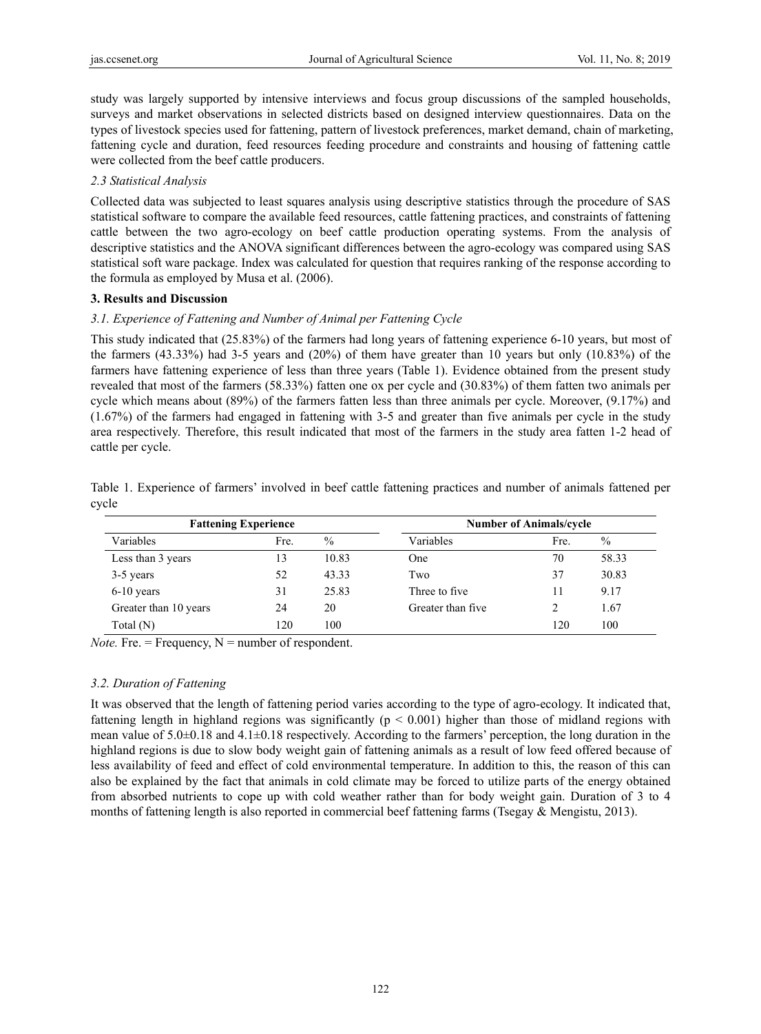study was largely supported by intensive interviews and focus group discussions of the sampled households, surveys and market observations in selected districts based on designed interview questionnaires. Data on the types of livestock species used for fattening, pattern of livestock preferences, market demand, chain of marketing, fattening cycle and duration, feed resources feeding procedure and constraints and housing of fattening cattle were collected from the beef cattle producers.

### *2.3 Statistical Analysis*

Collected data was subjected to least squares analysis using descriptive statistics through the procedure of SAS statistical software to compare the available feed resources, cattle fattening practices, and constraints of fattening cattle between the two agro-ecology on beef cattle production operating systems. From the analysis of descriptive statistics and the ANOVA significant differences between the agro-ecology was compared using SAS statistical soft ware package. Index was calculated for question that requires ranking of the response according to the formula as employed by Musa et al. (2006).

## **3. Results and Discussion**

### *3.1. Experience of Fattening and Number of Animal per Fattening Cycle*

This study indicated that (25.83%) of the farmers had long years of fattening experience 6-10 years, but most of the farmers (43.33%) had 3-5 years and (20%) of them have greater than 10 years but only (10.83%) of the farmers have fattening experience of less than three years (Table 1). Evidence obtained from the present study revealed that most of the farmers (58.33%) fatten one ox per cycle and (30.83%) of them fatten two animals per cycle which means about (89%) of the farmers fatten less than three animals per cycle. Moreover, (9.17%) and (1.67%) of the farmers had engaged in fattening with 3-5 and greater than five animals per cycle in the study area respectively. Therefore, this result indicated that most of the farmers in the study area fatten 1-2 head of cattle per cycle.

Table 1. Experience of farmers' involved in beef cattle fattening practices and number of animals fattened per cycle

| **Fattening Experience** | | | **Number of Animals/cycle** | | |
|---|---|---|---|---|---|
| Variables | Fre. | % | Variables | Fre. | % |
| Less than 3 years | 13 | 10.83 | One | 70 | 58.33 |
| 3-5 years | 52 | 43.33 | Two | 37 | 30.83 |
| 6-10 years | 31 | 25.83 | Three to five | 11 | 9.17 |
| Greater than 10 years | 24 | 20 | Greater than five | 2 | 1.67 |
| Total (N) | 120 | 100 | | 120 | 100 |

*Note.* Fre. = Frequency, N = number of respondent.

### *3.2. Duration of Fattening*

It was observed that the length of fattening period varies according to the type of agro-ecology. It indicated that, fattening length in highland regions was significantly ($p < 0.001$) higher than those of midland regions with mean value of 5.0±0.18 and 4.1±0.18 respectively. According to the farmers' perception, the long duration in the highland regions is due to slow body weight gain of fattening animals as a result of low feed offered because of less availability of feed and effect of cold environmental temperature. In addition to this, the reason of this can also be explained by the fact that animals in cold climate may be forced to utilize parts of the energy obtained from absorbed nutrients to cope up with cold weather rather than for body weight gain. Duration of 3 to 4 months of fattening length is also reported in commercial beef fattening farms (Tsegay & Mengistu, 2013).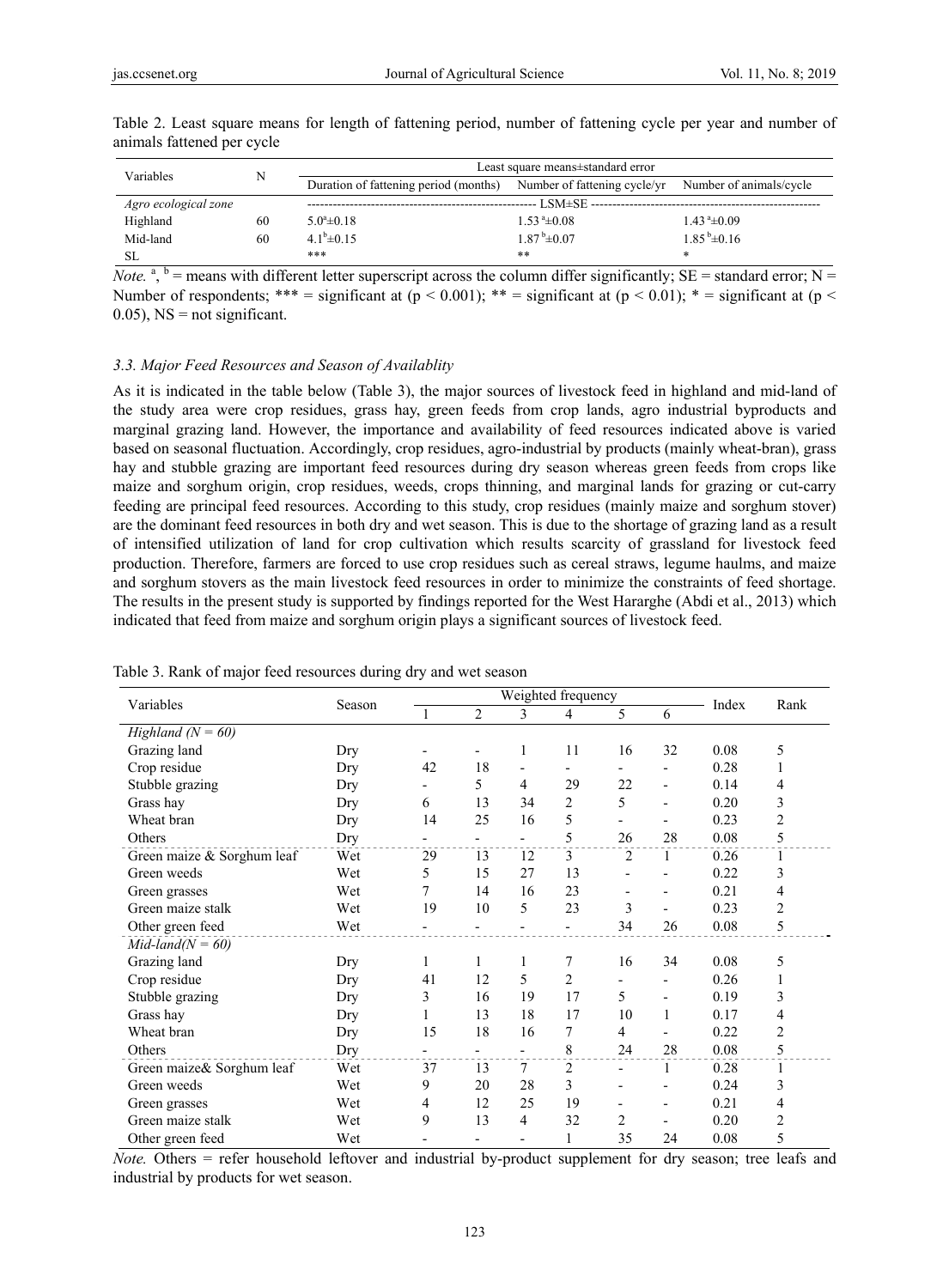Table 2. Least square means for length of fattening period, number of fattening cycle per year and number of animals fattened per cycle

| Variables | N | Least square means±standard error | | |
|---|---|---|---|---|
| | | Duration of fattening period (months) | Number of fattening cycle/yr | Number of animals/cycle |
| *Agro ecological zone* | | LSM±SE | | |
| Highland | 60 | $5.0^{a}$±0.18 | $1.53^{a}$±0.08 | $1.43^{a}$±0.09 |
| Mid-land | 60 | $4.1^{b}$±0.15 | $1.87^{b}$±0.07 | $1.85^{b}$±0.16 |
| SL | | *** | ** | * |

*Note.* $^{a}$, $^{b}$ = means with different letter superscript across the column differ significantly; SE = standard error; N = Number of respondents; *** = significant at ($p < 0.001$); ** = significant at ($p < 0.01$); * = significant at ($p < 0.05$), NS = not significant.

### 3.3. Major Feed Resources and Season of Availablity

As it is indicated in the table below (Table 3), the major sources of livestock feed in highland and mid-land of the study area were crop residues, grass hay, green feeds from crop lands, agro industrial byproducts and marginal grazing land. However, the importance and availability of feed resources indicated above is varied based on seasonal fluctuation. Accordingly, crop residues, agro-industrial by products (mainly wheat-bran), grass hay and stubble grazing are important feed resources during dry season whereas green feeds from crops like maize and sorghum origin, crop residues, weeds, crops thinning, and marginal lands for grazing or cut-carry feeding are principal feed resources. According to this study, crop residues (mainly maize and sorghum stover) are the dominant feed resources in both dry and wet season. This is due to the shortage of grazing land as a result of intensified utilization of land for crop cultivation which results scarcity of grassland for livestock feed production. Therefore, farmers are forced to use crop residues such as cereal straws, legume haulms, and maize and sorghum stovers as the main livestock feed resources in order to minimize the constraints of feed shortage. The results in the present study is supported by findings reported for the West Hararghe (Abdi et al., 2013) which indicated that feed from maize and sorghum origin plays a significant sources of livestock feed.

Table 3. Rank of major feed resources during dry and wet season

| Variables | Season | Weighted frequency | | | | | | Index | Rank |
|---|---|---|---|---|---|---|---|---|---|
| | | 1 | 2 | 3 | 4 | 5 | 6 | | |
| *Highland (N = 60)* | | | | | | | | | |
| Grazing land | Dry | - | - | 1 | 11 | 16 | 32 | 0.08 | 5 |
| Crop residue | Dry | 42 | 18 | - | - | - | - | 0.28 | 1 |
| Stubble grazing | Dry | - | 5 | 4 | 29 | 22 | - | 0.14 | 4 |
| Grass hay | Dry | 6 | 13 | 34 | 2 | 5 | - | 0.20 | 3 |
| Wheat bran | Dry | 14 | 25 | 16 | 5 | - | - | 0.23 | 2 |
| Others | Dry | - | - | - | 5 | 26 | 28 | 0.08 | 5 |
| Green maize & Sorghum leaf | Wet | 29 | 13 | 12 | 3 | 2 | 1 | 0.26 | 1 |
| Green weeds | Wet | 5 | 15 | 27 | 13 | - | - | 0.22 | 3 |
| Green grasses | Wet | 7 | 14 | 16 | 23 | - | - | 0.21 | 4 |
| Green maize stalk | Wet | 19 | 10 | 5 | 23 | 3 | - | 0.23 | 2 |
| Other green feed | Wet | - | - | - | - | 34 | 26 | 0.08 | 5 |
| *Mid-land(N = 60)* | | | | | | | | | |
| Grazing land | Dry | 1 | 1 | 1 | 7 | 16 | 34 | 0.08 | 5 |
| Crop residue | Dry | 41 | 12 | 5 | 2 | - | - | 0.26 | 1 |
| Stubble grazing | Dry | 3 | 16 | 19 | 17 | 5 | - | 0.19 | 3 |
| Grass hay | Dry | 1 | 13 | 18 | 17 | 10 | 1 | 0.17 | 4 |
| Wheat bran | Dry | 15 | 18 | 16 | 7 | 4 | - | 0.22 | 2 |
| Others | Dry | - | - | - | 8 | 24 | 28 | 0.08 | 5 |
| Green maize& Sorghum leaf | Wet | 37 | 13 | 7 | 2 | - | 1 | 0.28 | 1 |
| Green weeds | Wet | 9 | 20 | 28 | 3 | - | - | 0.24 | 3 |
| Green grasses | Wet | 4 | 12 | 25 | 19 | - | - | 0.21 | 4 |
| Green maize stalk | Wet | 9 | 13 | 4 | 32 | 2 | - | 0.20 | 2 |
| Other green feed | Wet | - | - | - | 1 | 35 | 24 | 0.08 | 5 |

*Note.* Others = refer household leftover and industrial by-product supplement for dry season; tree leafs and industrial by products for wet season.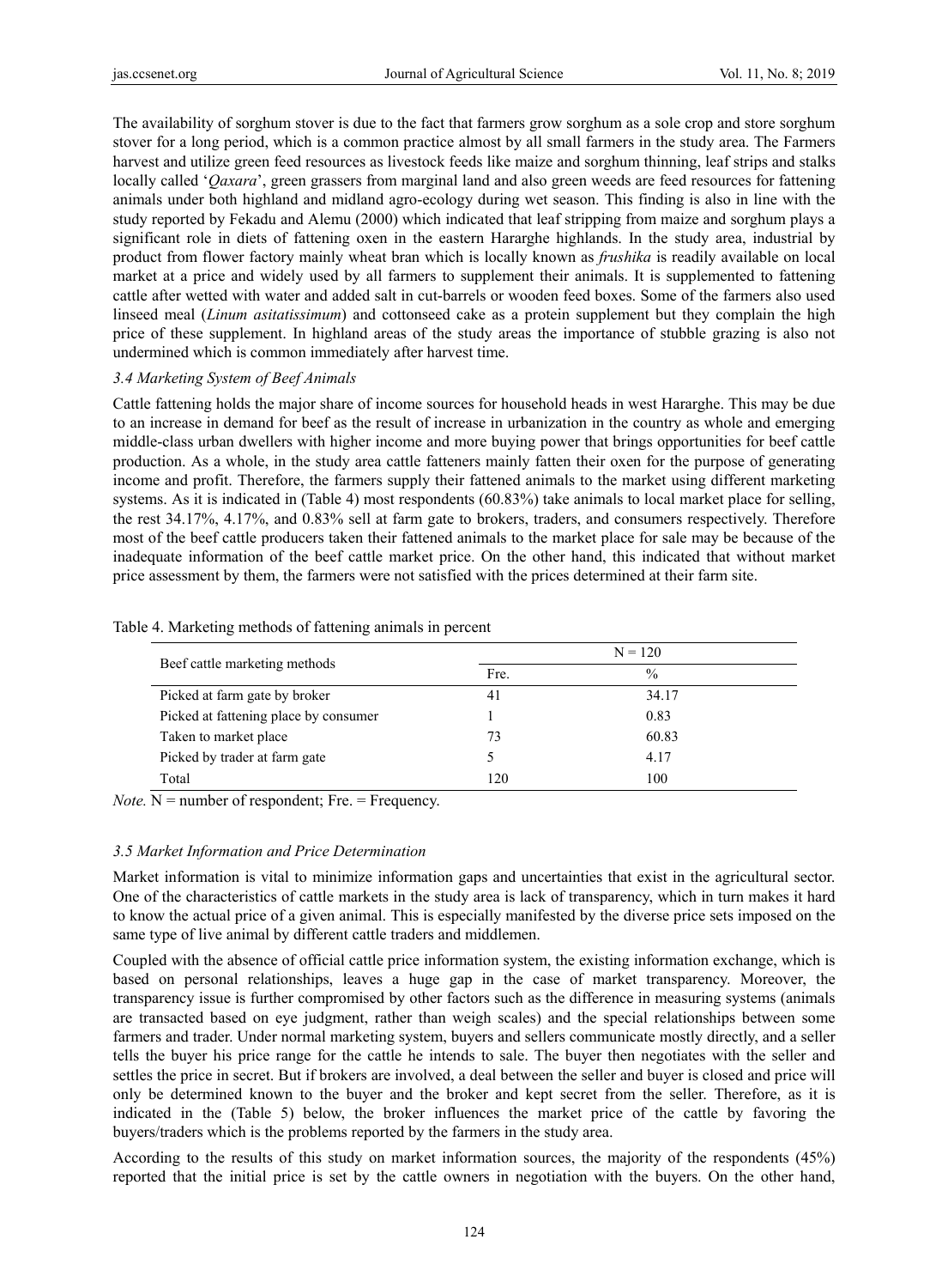The availability of sorghum stover is due to the fact that farmers grow sorghum as a sole crop and store sorghum stover for a long period, which is a common practice almost by all small farmers in the study area. The Farmers harvest and utilize green feed resources as livestock feeds like maize and sorghum thinning, leaf strips and stalks locally called '*Qaxara*', green grassers from marginal land and also green weeds are feed resources for fattening animals under both highland and midland agro-ecology during wet season. This finding is also in line with the study reported by Fekadu and Alemu (2000) which indicated that leaf stripping from maize and sorghum plays a significant role in diets of fattening oxen in the eastern Hararghe highlands. In the study area, industrial by product from flower factory mainly wheat bran which is locally known as *frushika* is readily available on local market at a price and widely used by all farmers to supplement their animals. It is supplemented to fattening cattle after wetted with water and added salt in cut-barrels or wooden feed boxes. Some of the farmers also used linseed meal (*Linum asitatissimum*) and cottonseed cake as a protein supplement but they complain the high price of these supplement. In highland areas of the study areas the importance of stubble grazing is also not undermined which is common immediately after harvest time.

### *3.4 Marketing System of Beef Animals*

Cattle fattening holds the major share of income sources for household heads in west Hararghe. This may be due to an increase in demand for beef as the result of increase in urbanization in the country as whole and emerging middle-class urban dwellers with higher income and more buying power that brings opportunities for beef cattle production. As a whole, in the study area cattle fatteners mainly fatten their oxen for the purpose of generating income and profit. Therefore, the farmers supply their fattened animals to the market using different marketing systems. As it is indicated in (Table 4) most respondents (60.83%) take animals to local market place for selling, the rest 34.17%, 4.17%, and 0.83% sell at farm gate to brokers, traders, and consumers respectively. Therefore most of the beef cattle producers taken their fattened animals to the market place for sale may be because of the inadequate information of the beef cattle market price. On the other hand, this indicated that without market price assessment by them, the farmers were not satisfied with the prices determined at their farm site.

Table 4. Marketing methods of fattening animals in percent

| Beef cattle marketing methods | N = 120 | |
|---|---|---|
| | Fre. | % |
| Picked at farm gate by broker | 41 | 34.17 |
| Picked at fattening place by consumer | 1 | 0.83 |
| Taken to market place | 73 | 60.83 |
| Picked by trader at farm gate | 5 | 4.17 |
| Total | 120 | 100 |

*Note.* N = number of respondent; Fre. = Frequency.

### *3.5 Market Information and Price Determination*

Market information is vital to minimize information gaps and uncertainties that exist in the agricultural sector. One of the characteristics of cattle markets in the study area is lack of transparency, which in turn makes it hard to know the actual price of a given animal. This is especially manifested by the diverse price sets imposed on the same type of live animal by different cattle traders and middlemen.

Coupled with the absence of official cattle price information system, the existing information exchange, which is based on personal relationships, leaves a huge gap in the case of market transparency. Moreover, the transparency issue is further compromised by other factors such as the difference in measuring systems (animals are transacted based on eye judgment, rather than weigh scales) and the special relationships between some farmers and trader. Under normal marketing system, buyers and sellers communicate mostly directly, and a seller tells the buyer his price range for the cattle he intends to sale. The buyer then negotiates with the seller and settles the price in secret. But if brokers are involved, a deal between the seller and buyer is closed and price will only be determined known to the buyer and the broker and kept secret from the seller. Therefore, as it is indicated in the (Table 5) below, the broker influences the market price of the cattle by favoring the buyers/traders which is the problems reported by the farmers in the study area.

According to the results of this study on market information sources, the majority of the respondents (45%) reported that the initial price is set by the cattle owners in negotiation with the buyers. On the other hand,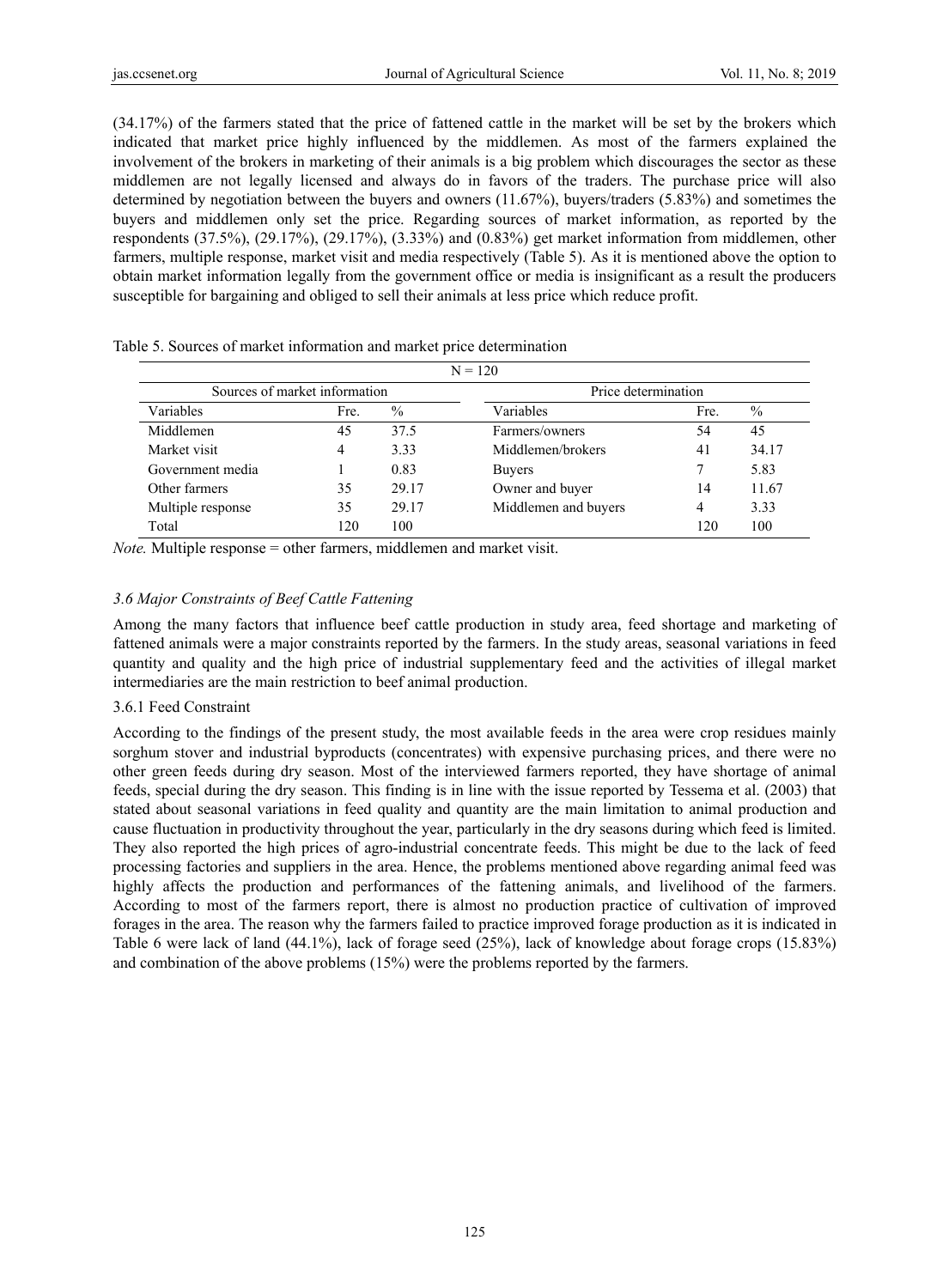(34.17%) of the farmers stated that the price of fattened cattle in the market will be set by the brokers which indicated that market price highly influenced by the middlemen. As most of the farmers explained the involvement of the brokers in marketing of their animals is a big problem which discourages the sector as these middlemen are not legally licensed and always do in favors of the traders. The purchase price will also determined by negotiation between the buyers and owners (11.67%), buyers/traders (5.83%) and sometimes the buyers and middlemen only set the price. Regarding sources of market information, as reported by the respondents (37.5%), (29.17%), (29.17%), (3.33%) and (0.83%) get market information from middlemen, other farmers, multiple response, market visit and media respectively (Table 5). As it is mentioned above the option to obtain market information legally from the government office or media is insignificant as a result the producers susceptible for bargaining and obliged to sell their animals at less price which reduce profit.

Table 5. Sources of market information and market price determination

| N = 120 | | | | | |
|---|---|---|---|---|---|
| Sources of market information | | | Price determination | | |
| Variables | Fre. | % | Variables | Fre. | % |
| Middlemen | 45 | 37.5 | Farmers/owners | 54 | 45 |
| Market visit | 4 | 3.33 | Middlemen/brokers | 41 | 34.17 |
| Government media | 1 | 0.83 | Buyers | 7 | 5.83 |
| Other farmers | 35 | 29.17 | Owner and buyer | 14 | 11.67 |
| Multiple response | 35 | 29.17 | Middlemen and buyers | 4 | 3.33 |
| Total | 120 | 100 | | 120 | 100 |

*Note.* Multiple response = other farmers, middlemen and market visit.

### *3.6 Major Constraints of Beef Cattle Fattening*

Among the many factors that influence beef cattle production in study area, feed shortage and marketing of fattened animals were a major constraints reported by the farmers. In the study areas, seasonal variations in feed quantity and quality and the high price of industrial supplementary feed and the activities of illegal market intermediaries are the main restriction to beef animal production.

#### 3.6.1 Feed Constraint

According to the findings of the present study, the most available feeds in the area were crop residues mainly sorghum stover and industrial byproducts (concentrates) with expensive purchasing prices, and there were no other green feeds during dry season. Most of the interviewed farmers reported, they have shortage of animal feeds, special during the dry season. This finding is in line with the issue reported by Tessema et al. (2003) that stated about seasonal variations in feed quality and quantity are the main limitation to animal production and cause fluctuation in productivity throughout the year, particularly in the dry seasons during which feed is limited. They also reported the high prices of agro-industrial concentrate feeds. This might be due to the lack of feed processing factories and suppliers in the area. Hence, the problems mentioned above regarding animal feed was highly affects the production and performances of the fattening animals, and livelihood of the farmers. According to most of the farmers report, there is almost no production practice of cultivation of improved forages in the area. The reason why the farmers failed to practice improved forage production as it is indicated in Table 6 were lack of land (44.1%), lack of forage seed (25%), lack of knowledge about forage crops (15.83%) and combination of the above problems (15%) were the problems reported by the farmers.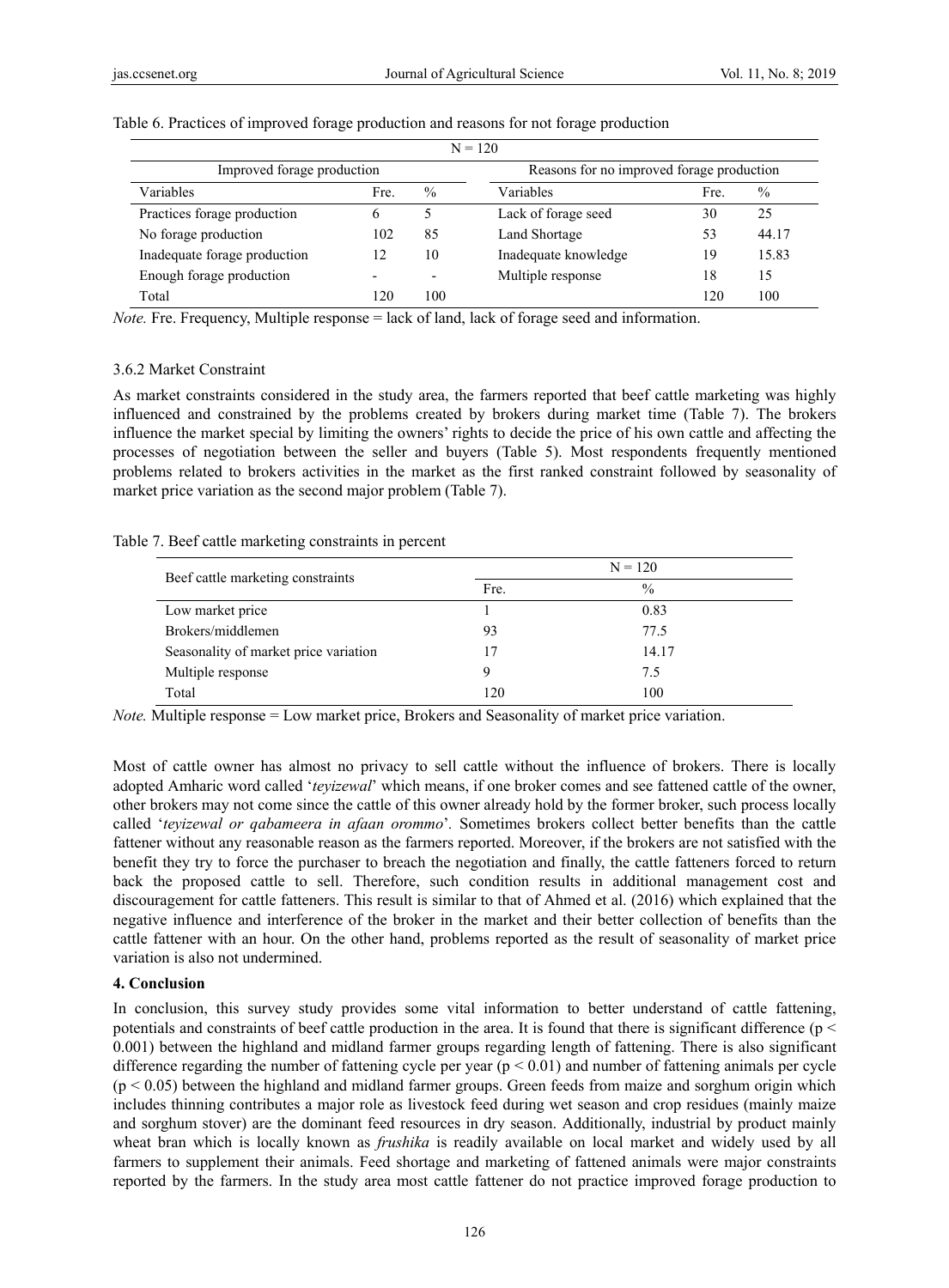Table 6. Practices of improved forage production and reasons for not forage production

| N = 120 | | | | | |
|---|---|---|---|---|---|
| Improved forage production | | | Reasons for no improved forage production | | |
| Variables | Fre. | % | Variables | Fre. | % |
| Practices forage production | 6 | 5 | Lack of forage seed | 30 | 25 |
| No forage production | 102 | 85 | Land Shortage | 53 | 44.17 |
| Inadequate forage production | 12 | 10 | Inadequate knowledge | 19 | 15.83 |
| Enough forage production | - | - | Multiple response | 18 | 15 |
| Total | 120 | 100 | | 120 | 100 |

*Note.* Fre. Frequency, Multiple response = lack of land, lack of forage seed and information.

### 3.6.2 Market Constraint

As market constraints considered in the study area, the farmers reported that beef cattle marketing was highly influenced and constrained by the problems created by brokers during market time (Table 7). The brokers influence the market special by limiting the owners' rights to decide the price of his own cattle and affecting the processes of negotiation between the seller and buyers (Table 5). Most respondents frequently mentioned problems related to brokers activities in the market as the first ranked constraint followed by seasonality of market price variation as the second major problem (Table 7).

Table 7. Beef cattle marketing constraints in percent

| Beef cattle marketing constraints | N = 120 | |
|---|---|---|
| | Fre. | % |
| Low market price | 1 | 0.83 |
| Brokers/middlemen | 93 | 77.5 |
| Seasonality of market price variation | 17 | 14.17 |
| Multiple response | 9 | 7.5 |
| Total | 120 | 100 |

*Note.* Multiple response = Low market price, Brokers and Seasonality of market price variation.

Most of cattle owner has almost no privacy to sell cattle without the influence of brokers. There is locally adopted Amharic word called '*teyizewal*' which means, if one broker comes and see fattened cattle of the owner, other brokers may not come since the cattle of this owner already hold by the former broker, such process locally called '*teyizewal or qabameera in afaan orommo*'. Sometimes brokers collect better benefits than the cattle fattener without any reasonable reason as the farmers reported. Moreover, if the brokers are not satisfied with the benefit they try to force the purchaser to breach the negotiation and finally, the cattle fatteners forced to return back the proposed cattle to sell. Therefore, such condition results in additional management cost and discouragement for cattle fatteners. This result is similar to that of Ahmed et al. (2016) which explained that the negative influence and interference of the broker in the market and their better collection of benefits than the cattle fattener with an hour. On the other hand, problems reported as the result of seasonality of market price variation is also not undermined.

## 4. Conclusion

In conclusion, this survey study provides some vital information to better understand of cattle fattening, potentials and constraints of beef cattle production in the area. It is found that there is significant difference ($p < 0.001$) between the highland and midland farmer groups regarding length of fattening. There is also significant difference regarding the number of fattening cycle per year ($p < 0.01$) and number of fattening animals per cycle ($p < 0.05$) between the highland and midland farmer groups. Green feeds from maize and sorghum origin which includes thinning contributes a major role as livestock feed during wet season and crop residues (mainly maize and sorghum stover) are the dominant feed resources in dry season. Additionally, industrial by product mainly wheat bran which is locally known as *frushika* is readily available on local market and widely used by all farmers to supplement their animals. Feed shortage and marketing of fattened animals were major constraints reported by the farmers. In the study area most cattle fattener do not practice improved forage production to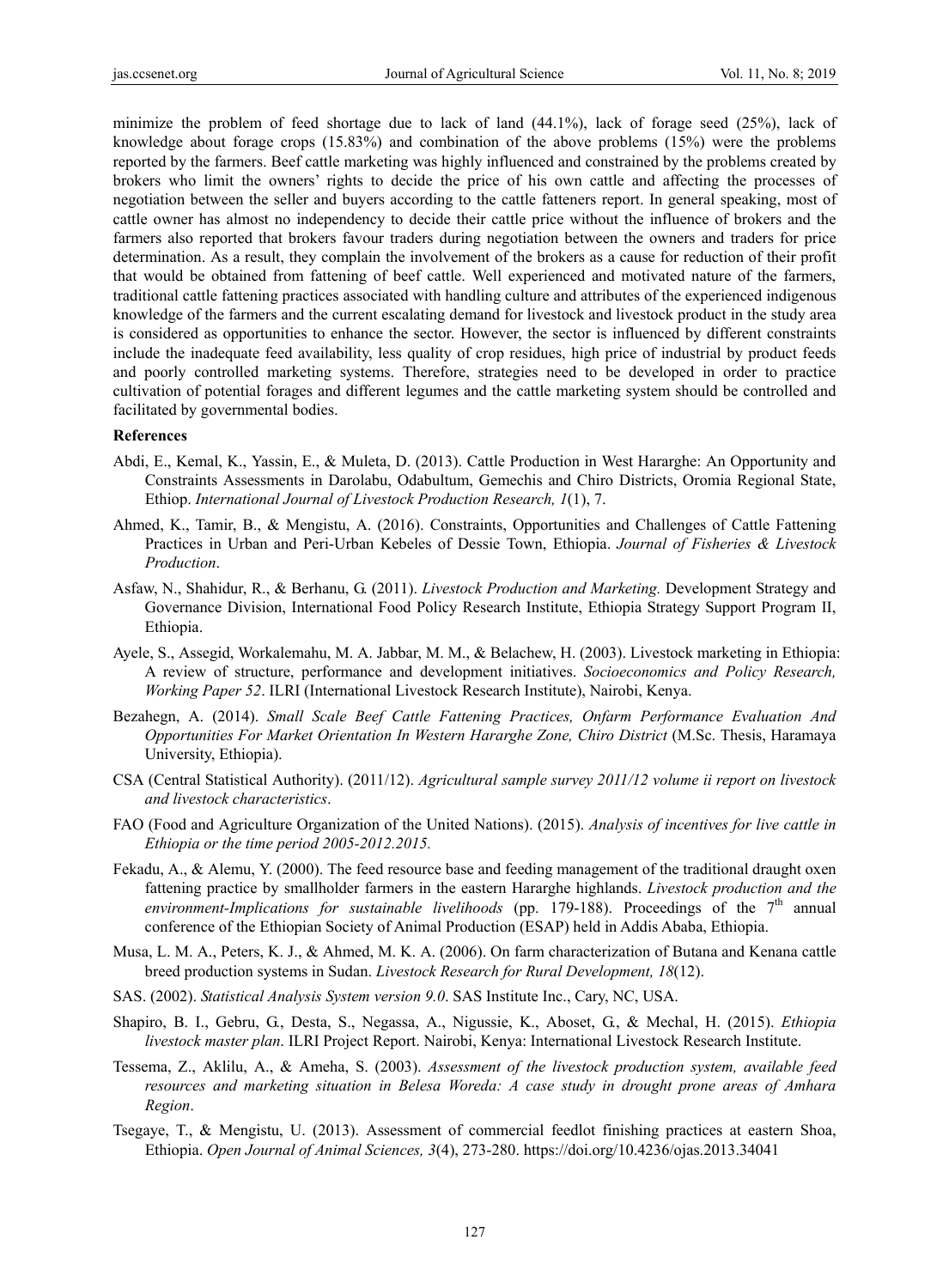minimize the problem of feed shortage due to lack of land (44.1%), lack of forage seed (25%), lack of knowledge about forage crops (15.83%) and combination of the above problems (15%) were the problems reported by the farmers. Beef cattle marketing was highly influenced and constrained by the problems created by brokers who limit the owners' rights to decide the price of his own cattle and affecting the processes of negotiation between the seller and buyers according to the cattle fatteners report. In general speaking, most of cattle owner has almost no independency to decide their cattle price without the influence of brokers and the farmers also reported that brokers favour traders during negotiation between the owners and traders for price determination. As a result, they complain the involvement of the brokers as a cause for reduction of their profit that would be obtained from fattening of beef cattle. Well experienced and motivated nature of the farmers, traditional cattle fattening practices associated with handling culture and attributes of the experienced indigenous knowledge of the farmers and the current escalating demand for livestock and livestock product in the study area is considered as opportunities to enhance the sector. However, the sector is influenced by different constraints include the inadequate feed availability, less quality of crop residues, high price of industrial by product feeds and poorly controlled marketing systems. Therefore, strategies need to be developed in order to practice cultivation of potential forages and different legumes and the cattle marketing system should be controlled and facilitated by governmental bodies.

## References

Abdi, E., Kemal, K., Yassin, E., & Muleta, D. (2013). Cattle Production in West Hararghe: An Opportunity and Constraints Assessments in Darolabu, Odabultum, Gemechis and Chiro Districts, Oromia Regional State, Ethiop. *International Journal of Livestock Production Research, 1*(1), 7.

Ahmed, K., Tamir, B., & Mengistu, A. (2016). Constraints, Opportunities and Challenges of Cattle Fattening Practices in Urban and Peri-Urban Kebeles of Dessie Town, Ethiopia. *Journal of Fisheries & Livestock Production*.

Asfaw, N., Shahidur, R., & Berhanu, G. (2011). *Livestock Production and Marketing.* Development Strategy and Governance Division, International Food Policy Research Institute, Ethiopia Strategy Support Program II, Ethiopia.

Ayele, S., Assegid, Workalemahu, M. A. Jabbar, M. M., & Belachew, H. (2003). Livestock marketing in Ethiopia: A review of structure, performance and development initiatives. *Socioeconomics and Policy Research, Working Paper 52*. ILRI (International Livestock Research Institute), Nairobi, Kenya.

Bezahegn, A. (2014). *Small Scale Beef Cattle Fattening Practices, Onfarm Performance Evaluation And Opportunities For Market Orientation In Western Hararghe Zone, Chiro District* (M.Sc. Thesis, Haramaya University, Ethiopia).

CSA (Central Statistical Authority). (2011/12). *Agricultural sample survey 2011/12 volume ii report on livestock and livestock characteristics*.

FAO (Food and Agriculture Organization of the United Nations). (2015). *Analysis of incentives for live cattle in Ethiopia or the time period 2005-2012.2015.*

Fekadu, A., & Alemu, Y. (2000). The feed resource base and feeding management of the traditional draught oxen fattening practice by smallholder farmers in the eastern Hararghe highlands. *Livestock production and the environment-Implications for sustainable livelihoods* (pp. 179-188). Proceedings of the 7th annual conference of the Ethiopian Society of Animal Production (ESAP) held in Addis Ababa, Ethiopia.

Musa, L. M. A., Peters, K. J., & Ahmed, M. K. A. (2006). On farm characterization of Butana and Kenana cattle breed production systems in Sudan. *Livestock Research for Rural Development, 18*(12).

SAS. (2002). *Statistical Analysis System version 9.0*. SAS Institute Inc., Cary, NC, USA.

Shapiro, B. I., Gebru, G., Desta, S., Negassa, A., Nigussie, K., Aboset, G., & Mechal, H. (2015). *Ethiopia livestock master plan*. ILRI Project Report. Nairobi, Kenya: International Livestock Research Institute.

Tessema, Z., Aklilu, A., & Ameha, S. (2003). *Assessment of the livestock production system, available feed resources and marketing situation in Belesa Woreda: A case study in drought prone areas of Amhara Region*.

Tsegaye, T., & Mengistu, U. (2013). Assessment of commercial feedlot finishing practices at eastern Shoa, Ethiopia. *Open Journal of Animal Sciences, 3*(4), 273-280. https://doi.org/10.4236/ojas.2013.34041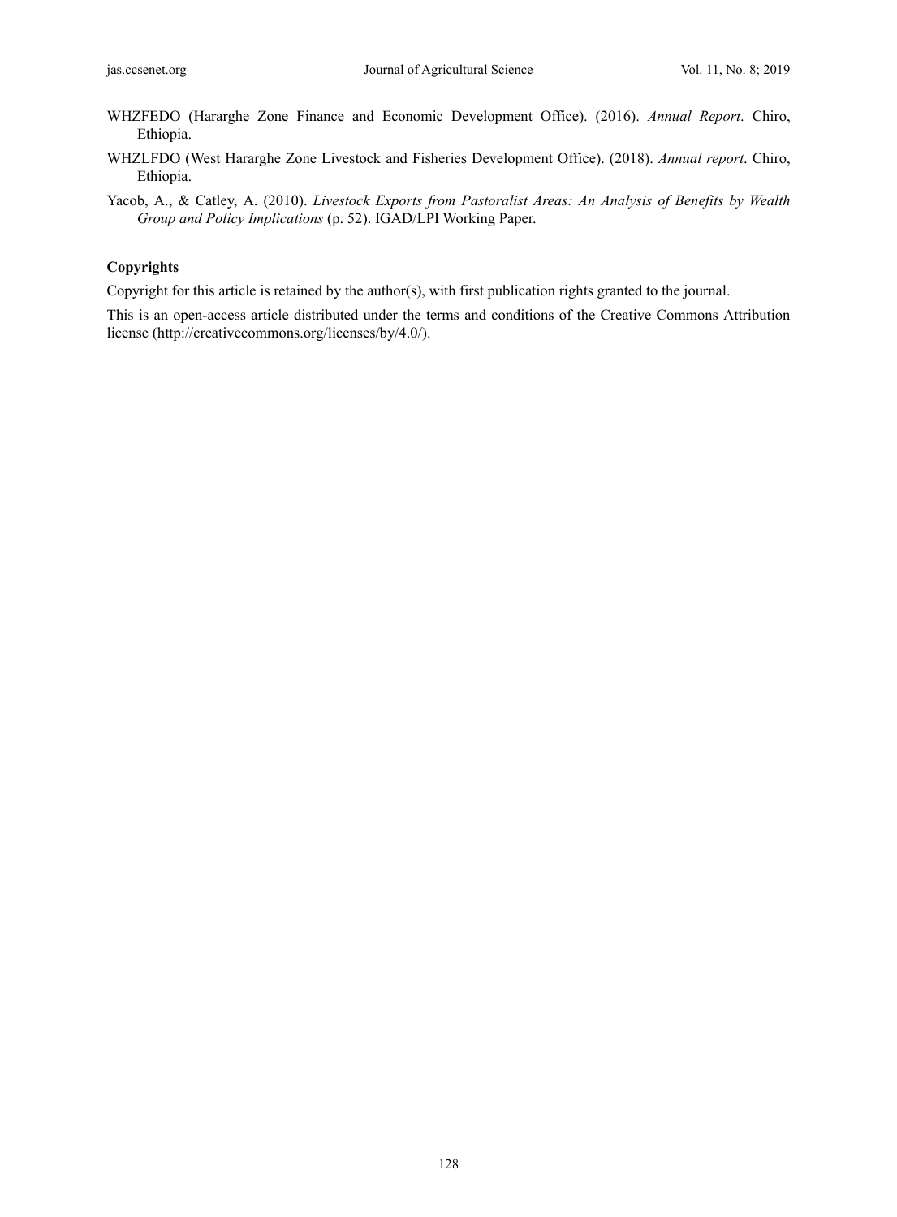WHZFEDO (Hararghe Zone Finance and Economic Development Office). (2016). *Annual Report*. Chiro, Ethiopia.

WHZLFDO (West Hararghe Zone Livestock and Fisheries Development Office). (2018). *Annual report*. Chiro, Ethiopia.

Yacob, A., & Catley, A. (2010). *Livestock Exports from Pastoralist Areas: An Analysis of Benefits by Wealth Group and Policy Implications* (p. 52). IGAD/LPI Working Paper.

**Copyrights**

Copyright for this article is retained by the author(s), with first publication rights granted to the journal.

This is an open-access article distributed under the terms and conditions of the Creative Commons Attribution license (http://creativecommons.org/licenses/by/4.0/).